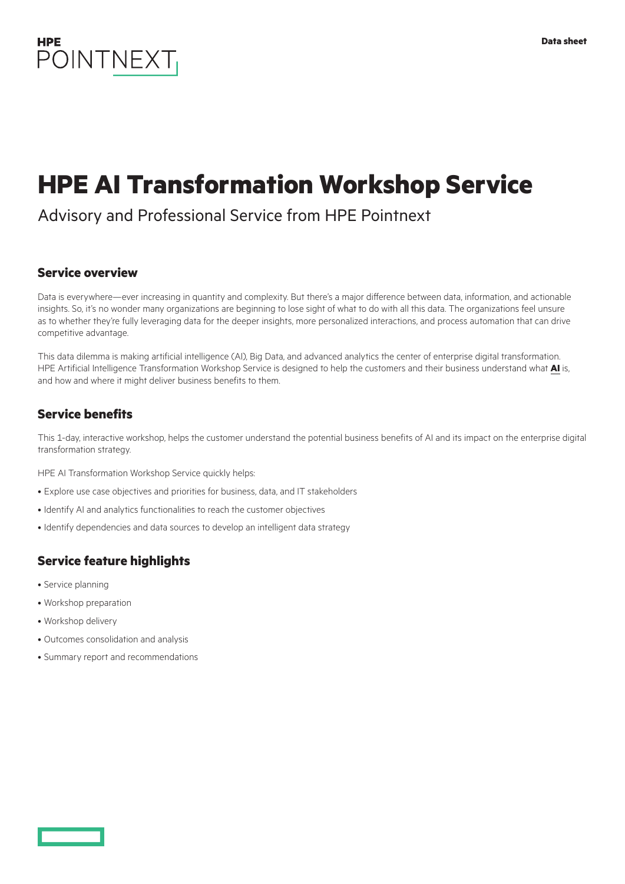# HPE AI Transformation Workshop Service

Advisory and Professional Service from HPE Pointnext

## Service overview

Data is everywhere—ever increasing in quantity and complexity. But there's a major difference between data, information, and actionable insights. So, it's no wonder many organizations are beginning to lose sight of what to do with all this data. The organizations feel unsure as to whether they're fully leveraging data for the deeper insights, more personalized interactions, and process automation that can drive competitive advantage.

This data dilemma is making artificial intelligence (AI), Big Data, and advanced analytics the center of enterprise digital transformation. HPE Artificial Intelligence Transformation Workshop Service is designed to help the customers and their business understand what **AI** is, and how and where it might deliver business benefits to them.

## Service benefits

This 1-day, interactive workshop, helps the customer understand the potential business benefits of AI and its impact on the enterprise digital transformation strategy.

HPE AI Transformation Workshop Service quickly helps:

- Explore use case objectives and priorities for business, data, and IT stakeholders
- Identify AI and analytics functionalities to reach the customer objectives
- Identify dependencies and data sources to develop an intelligent data strategy

## Service feature highlights

- Service planning
- Workshop preparation
- Workshop delivery
- Outcomes consolidation and analysis
- Summary report and recommendations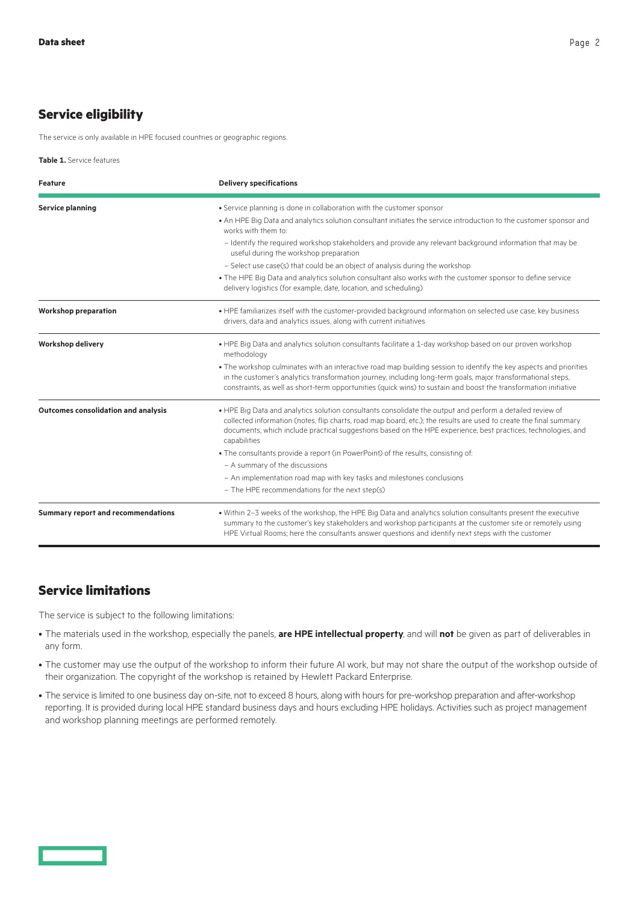## Service eligibility

The service is only available in HPE focused countries or geographic regions.

**Table 1.** Service features

| Feature | Delivery specifications |
|---|---|
| **Service planning** | • Service planning is done in collaboration with the customer sponsor<br>• An HPE Big Data and analytics solution consultant initiates the service introduction to the customer sponsor and works with them to:<br>– Identify the required workshop stakeholders and provide any relevant background information that may be useful during the workshop preparation<br>– Select use case(s) that could be an object of analysis during the workshop<br>• The HPE Big Data and analytics solution consultant also works with the customer sponsor to define service delivery logistics (for example, date, location, and scheduling) |
| **Workshop preparation** | • HPE familiarizes itself with the customer-provided background information on selected use case, key business drivers, data and analytics issues, along with current initiatives |
| **Workshop delivery** | • HPE Big Data and analytics solution consultants facilitate a 1-day workshop based on our proven workshop methodology<br>• The workshop culminates with an interactive road map building session to identify the key aspects and priorities in the customer's analytics transformation journey, including long-term goals, major transformational steps, constraints, as well as short-term opportunities (quick wins) to sustain and boost the transformation initiative |
| **Outcomes consolidation and analysis** | • HPE Big Data and analytics solution consultants consolidate the output and perform a detailed review of collected information (notes, flip charts, road map board, etc.); the results are used to create the final summary documents, which include practical suggestions based on the HPE experience, best practices, technologies, and capabilities<br>• The consultants provide a report (in PowerPoint) of the results, consisting of:<br>– A summary of the discussions<br>– An implementation road map with key tasks and milestones conclusions<br>– The HPE recommendations for the next step(s) |
| **Summary report and recommendations** | • Within 2–3 weeks of the workshop, the HPE Big Data and analytics solution consultants present the executive summary to the customer's key stakeholders and workshop participants at the customer site or remotely using HPE Virtual Rooms; here the consultants answer questions and identify next steps with the customer |

## Service limitations

The service is subject to the following limitations:

- The materials used in the workshop, especially the panels, **are HPE intellectual property**, and will **not** be given as part of deliverables in any form.
- The customer may use the output of the workshop to inform their future AI work, but may not share the output of the workshop outside of their organization. The copyright of the workshop is retained by Hewlett Packard Enterprise.
- The service is limited to one business day on-site, not to exceed 8 hours, along with hours for pre-workshop preparation and after-workshop reporting. It is provided during local HPE standard business days and hours excluding HPE holidays. Activities such as project management and workshop planning meetings are performed remotely.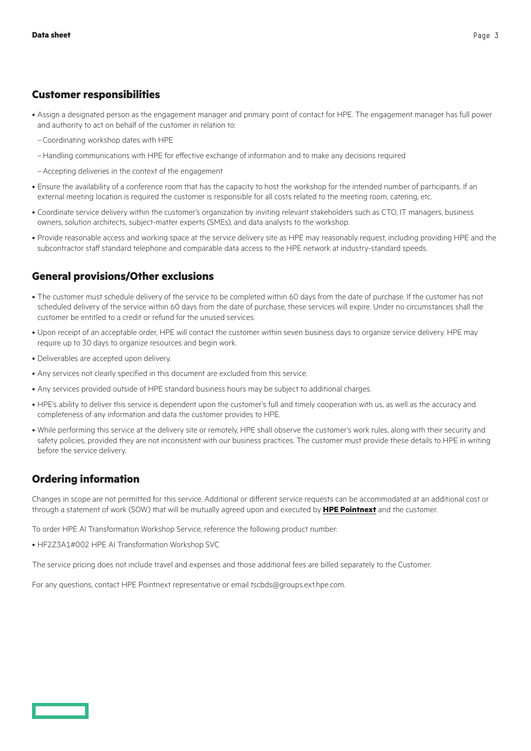## Customer responsibilities

- Assign a designated person as the engagement manager and primary point of contact for HPE. The engagement manager has full power and authority to act on behalf of the customer in relation to:
  - Coordinating workshop dates with HPE
  - Handling communications with HPE for effective exchange of information and to make any decisions required
  - Accepting deliveries in the context of the engagement
- Ensure the availability of a conference room that has the capacity to host the workshop for the intended number of participants. If an external meeting location is required the customer is responsible for all costs related to the meeting room, catering, etc.
- Coordinate service delivery within the customer's organization by inviting relevant stakeholders such as CTO, IT managers, business owners, solution architects, subject-matter experts (SMEs), and data analysts to the workshop.
- Provide reasonable access and working space at the service delivery site as HPE may reasonably request, including providing HPE and the subcontractor staff standard telephone and comparable data access to the HPE network at industry-standard speeds.

## General provisions/Other exclusions

- The customer must schedule delivery of the service to be completed within 60 days from the date of purchase. If the customer has not scheduled delivery of the service within 60 days from the date of purchase, these services will expire. Under no circumstances shall the customer be entitled to a credit or refund for the unused services.
- Upon receipt of an acceptable order, HPE will contact the customer within seven business days to organize service delivery. HPE may require up to 30 days to organize resources and begin work.
- Deliverables are accepted upon delivery.
- Any services not clearly specified in this document are excluded from this service.
- Any services provided outside of HPE standard business hours may be subject to additional charges.
- HPE's ability to deliver this service is dependent upon the customer's full and timely cooperation with us, as well as the accuracy and completeness of any information and data the customer provides to HPE.
- While performing this service at the delivery site or remotely, HPE shall observe the customer's work rules, along with their security and safety policies, provided they are not inconsistent with our business practices. The customer must provide these details to HPE in writing before the service delivery.

## Ordering information

Changes in scope are not permitted for this service. Additional or different service requests can be accommodated at an additional cost or through a statement of work (SOW) that will be mutually agreed upon and executed by **HPE Pointnext** and the customer.

To order HPE AI Transformation Workshop Service, reference the following product number:

- HF2Z3A1#002 HPE AI Transformation Workshop SVC

The service pricing does not include travel and expenses and those additional fees are billed separately to the Customer.

For any questions, contact HPE Pointnext representative or email tscbds@groups.ext.hpe.com.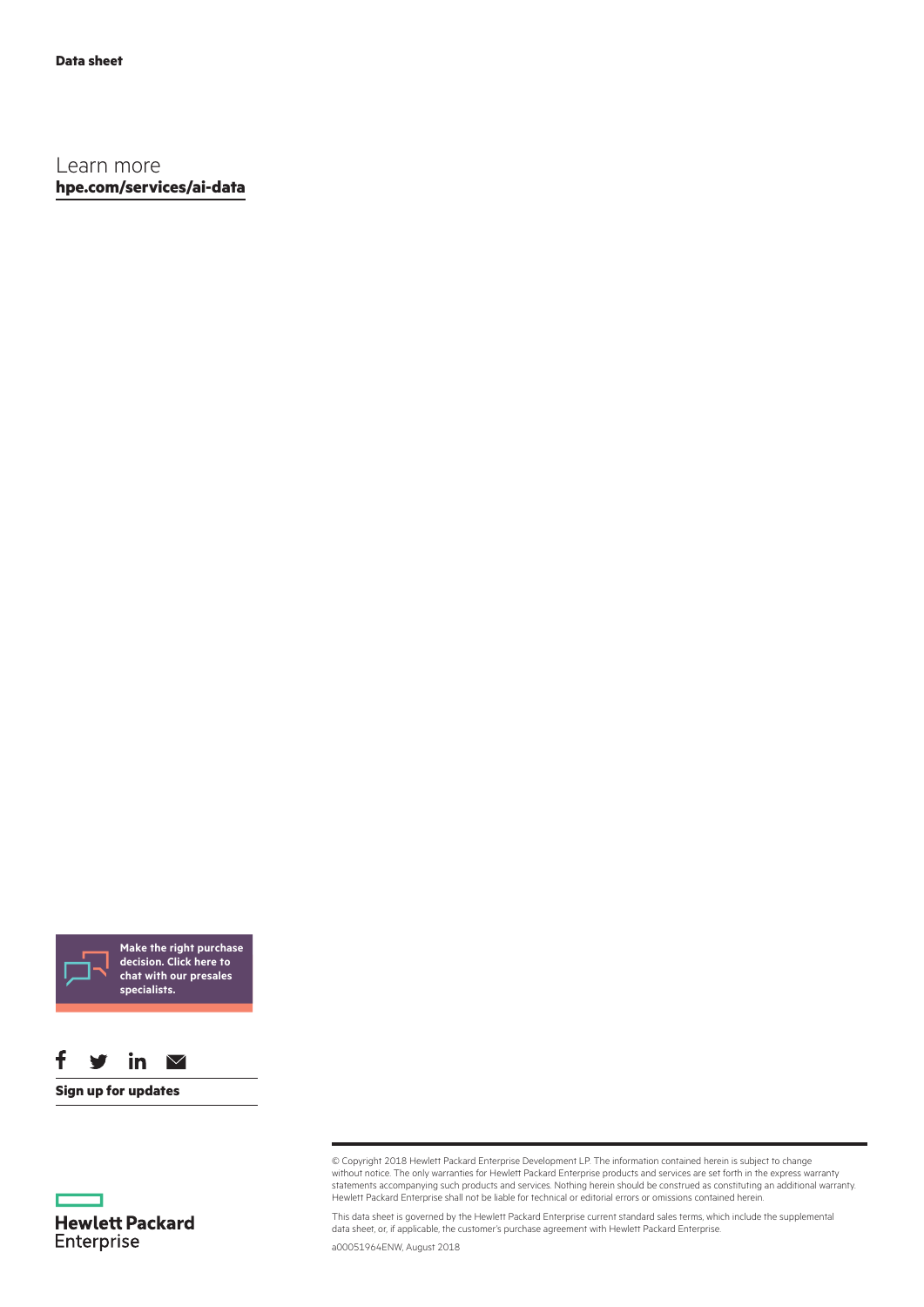Learn more
**hpe.com/services/ai-data**

**Make the right purchase decision. Click here to chat with our presales specialists.**

**Sign up for updates**

Hewlett Packard Enterprise

© Copyright 2018 Hewlett Packard Enterprise Development LP. The information contained herein is subject to change without notice. The only warranties for Hewlett Packard Enterprise products and services are set forth in the express warranty statements accompanying such products and services. Nothing herein should be construed as constituting an additional warranty. Hewlett Packard Enterprise shall not be liable for technical or editorial errors or omissions contained herein.

This data sheet is governed by the Hewlett Packard Enterprise current standard sales terms, which include the supplemental data sheet, or, if applicable, the customer's purchase agreement with Hewlett Packard Enterprise.

a00051964ENW, August 2018